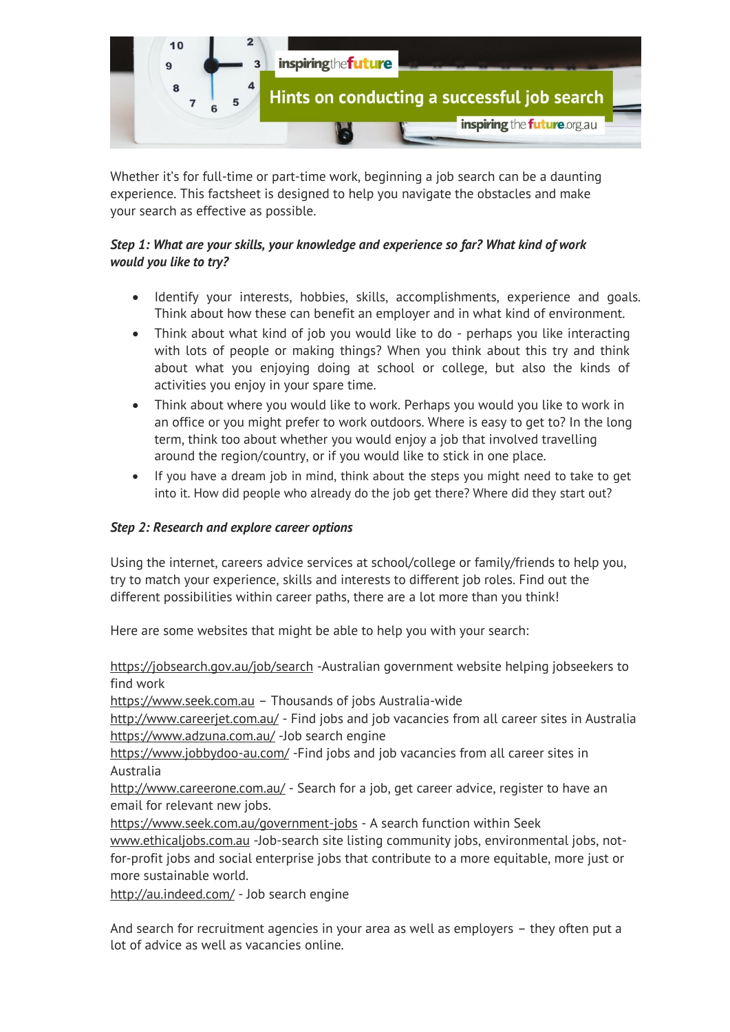# Hints on conducting a successful job search

Whether it's for full-time or part-time work, beginning a job search can be a daunting experience. This factsheet is designed to help you navigate the obstacles and make your search as effective as possible.

***Step 1: What are your skills, your knowledge and experience so far? What kind of work would you like to try?***

- Identify your interests, hobbies, skills, accomplishments, experience and goals. Think about how these can benefit an employer and in what kind of environment.
- Think about what kind of job you would like to do - perhaps you like interacting with lots of people or making things? When you think about this try and think about what you enjoying doing at school or college, but also the kinds of activities you enjoy in your spare time.
- Think about where you would like to work. Perhaps you would you like to work in an office or you might prefer to work outdoors. Where is easy to get to? In the long term, think too about whether you would enjoy a job that involved travelling around the region/country, or if you would like to stick in one place.
- If you have a dream job in mind, think about the steps you might need to take to get into it. How did people who already do the job get there? Where did they start out?

***Step 2: Research and explore career options***

Using the internet, careers advice services at school/college or family/friends to help you, try to match your experience, skills and interests to different job roles. Find out the different possibilities within career paths, there are a lot more than you think!

Here are some websites that might be able to help you with your search:

https://jobsearch.gov.au/job/search -Australian government website helping jobseekers to find work
https://www.seek.com.au – Thousands of jobs Australia-wide
http://www.careerjet.com.au/ - Find jobs and job vacancies from all career sites in Australia
https://www.adzuna.com.au/ -Job search engine
https://www.jobbydoo-au.com/ -Find jobs and job vacancies from all career sites in Australia
http://www.careerone.com.au/ - Search for a job, get career advice, register to have an email for relevant new jobs.
https://www.seek.com.au/government-jobs - A search function within Seek
www.ethicaljobs.com.au -Job-search site listing community jobs, environmental jobs, not-for-profit jobs and social enterprise jobs that contribute to a more equitable, more just or more sustainable world.
http://au.indeed.com/ - Job search engine

And search for recruitment agencies in your area as well as employers – they often put a lot of advice as well as vacancies online.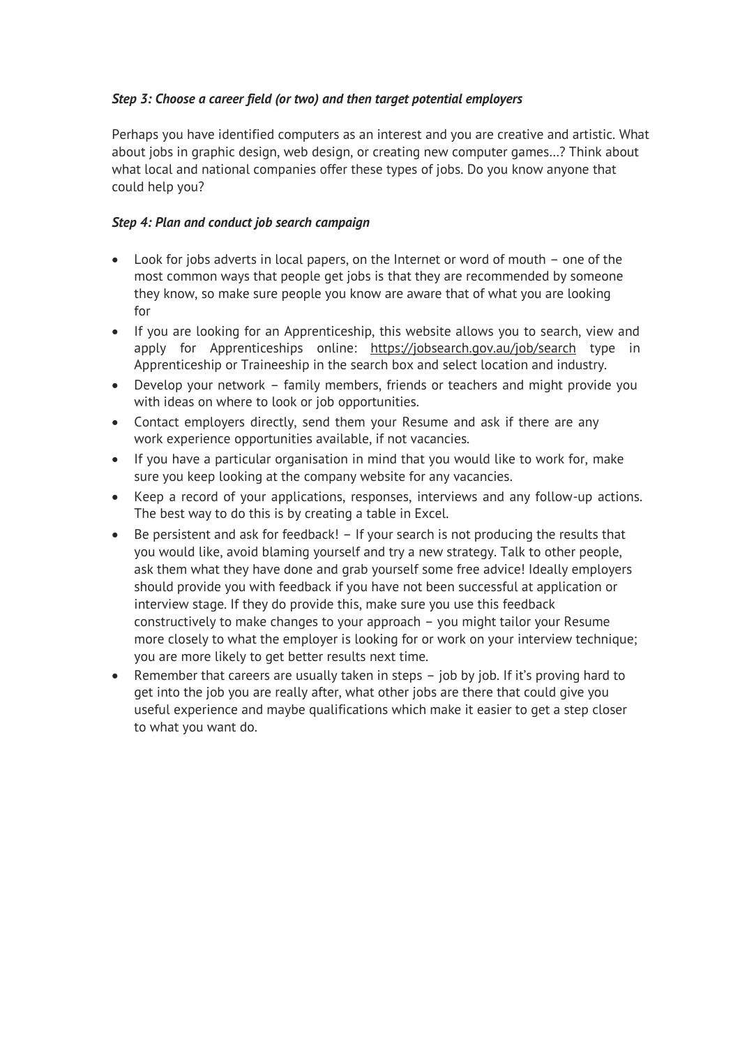***Step 3: Choose a career field (or two) and then target potential employers***

Perhaps you have identified computers as an interest and you are creative and artistic. What about jobs in graphic design, web design, or creating new computer games…? Think about what local and national companies offer these types of jobs. Do you know anyone that could help you?

***Step 4: Plan and conduct job search campaign***

- Look for jobs adverts in local papers, on the Internet or word of mouth – one of the most common ways that people get jobs is that they are recommended by someone they know, so make sure people you know are aware that of what you are looking for
- If you are looking for an Apprenticeship, this website allows you to search, view and apply for Apprenticeships online: https://jobsearch.gov.au/job/search type in Apprenticeship or Traineeship in the search box and select location and industry.
- Develop your network – family members, friends or teachers and might provide you with ideas on where to look or job opportunities.
- Contact employers directly, send them your Resume and ask if there are any work experience opportunities available, if not vacancies.
- If you have a particular organisation in mind that you would like to work for, make sure you keep looking at the company website for any vacancies.
- Keep a record of your applications, responses, interviews and any follow-up actions. The best way to do this is by creating a table in Excel.
- Be persistent and ask for feedback! – If your search is not producing the results that you would like, avoid blaming yourself and try a new strategy. Talk to other people, ask them what they have done and grab yourself some free advice! Ideally employers should provide you with feedback if you have not been successful at application or interview stage. If they do provide this, make sure you use this feedback constructively to make changes to your approach – you might tailor your Resume more closely to what the employer is looking for or work on your interview technique; you are more likely to get better results next time.
- Remember that careers are usually taken in steps – job by job. If it's proving hard to get into the job you are really after, what other jobs are there that could give you useful experience and maybe qualifications which make it easier to get a step closer to what you want do.